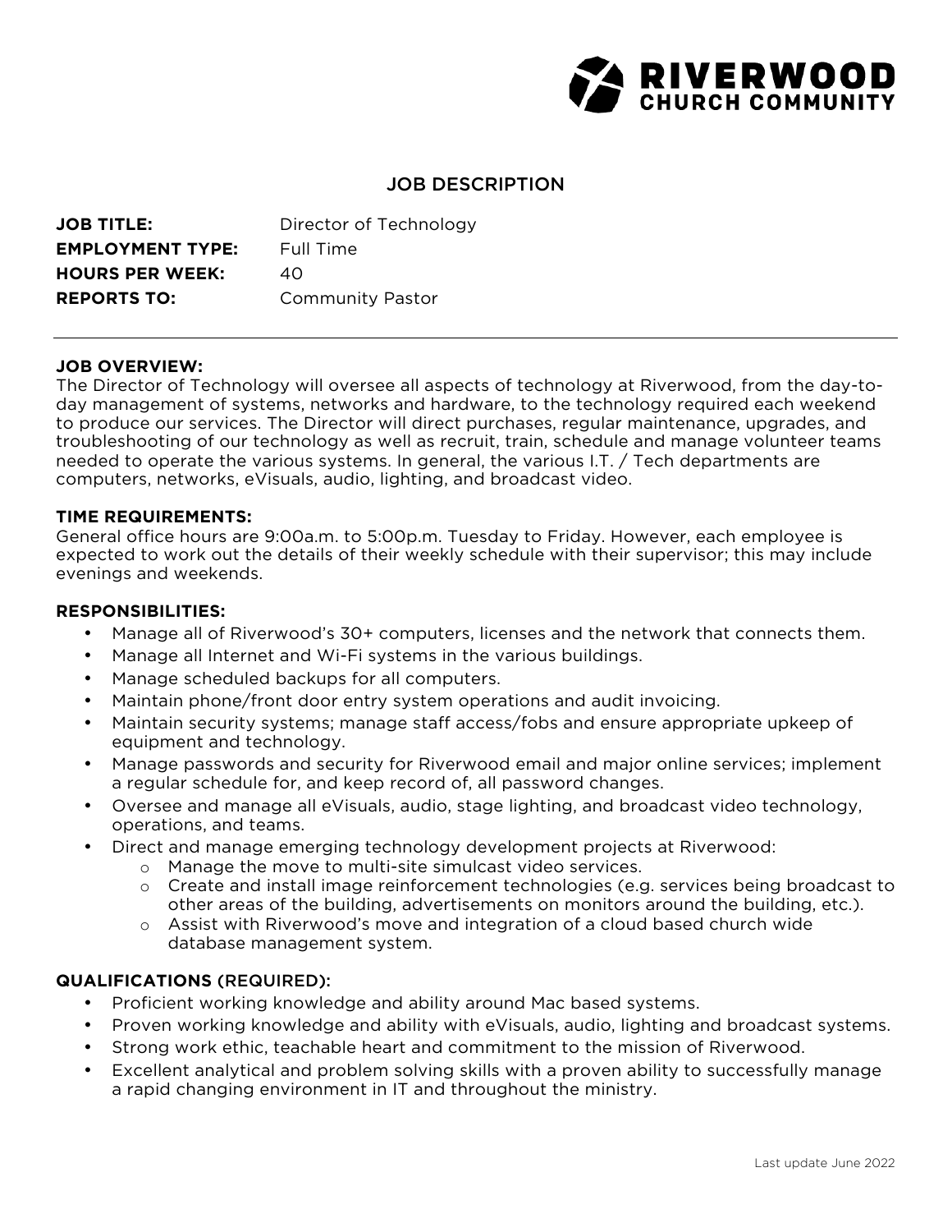**RIVERWOOD CHURCH COMMUNITY**

# JOB DESCRIPTION

**JOB TITLE:** Director of Technology
**EMPLOYMENT TYPE:** Full Time
**HOURS PER WEEK:** 40
**REPORTS TO:** Community Pastor

---

**JOB OVERVIEW:**
The Director of Technology will oversee all aspects of technology at Riverwood, from the day-to-day management of systems, networks and hardware, to the technology required each weekend to produce our services. The Director will direct purchases, regular maintenance, upgrades, and troubleshooting of our technology as well as recruit, train, schedule and manage volunteer teams needed to operate the various systems. In general, the various I.T. / Tech departments are computers, networks, eVisuals, audio, lighting, and broadcast video.

**TIME REQUIREMENTS:**
General office hours are 9:00a.m. to 5:00p.m. Tuesday to Friday. However, each employee is expected to work out the details of their weekly schedule with their supervisor; this may include evenings and weekends.

**RESPONSIBILITIES:**

- Manage all of Riverwood's 30+ computers, licenses and the network that connects them.
- Manage all Internet and Wi-Fi systems in the various buildings.
- Manage scheduled backups for all computers.
- Maintain phone/front door entry system operations and audit invoicing.
- Maintain security systems; manage staff access/fobs and ensure appropriate upkeep of equipment and technology.
- Manage passwords and security for Riverwood email and major online services; implement a regular schedule for, and keep record of, all password changes.
- Oversee and manage all eVisuals, audio, stage lighting, and broadcast video technology, operations, and teams.
- Direct and manage emerging technology development projects at Riverwood:
  - Manage the move to multi-site simulcast video services.
  - Create and install image reinforcement technologies (e.g. services being broadcast to other areas of the building, advertisements on monitors around the building, etc.).
  - Assist with Riverwood's move and integration of a cloud based church wide database management system.

**QUALIFICATIONS (REQUIRED):**

- Proficient working knowledge and ability around Mac based systems.
- Proven working knowledge and ability with eVisuals, audio, lighting and broadcast systems.
- Strong work ethic, teachable heart and commitment to the mission of Riverwood.
- Excellent analytical and problem solving skills with a proven ability to successfully manage a rapid changing environment in IT and throughout the ministry.

Last update June 2022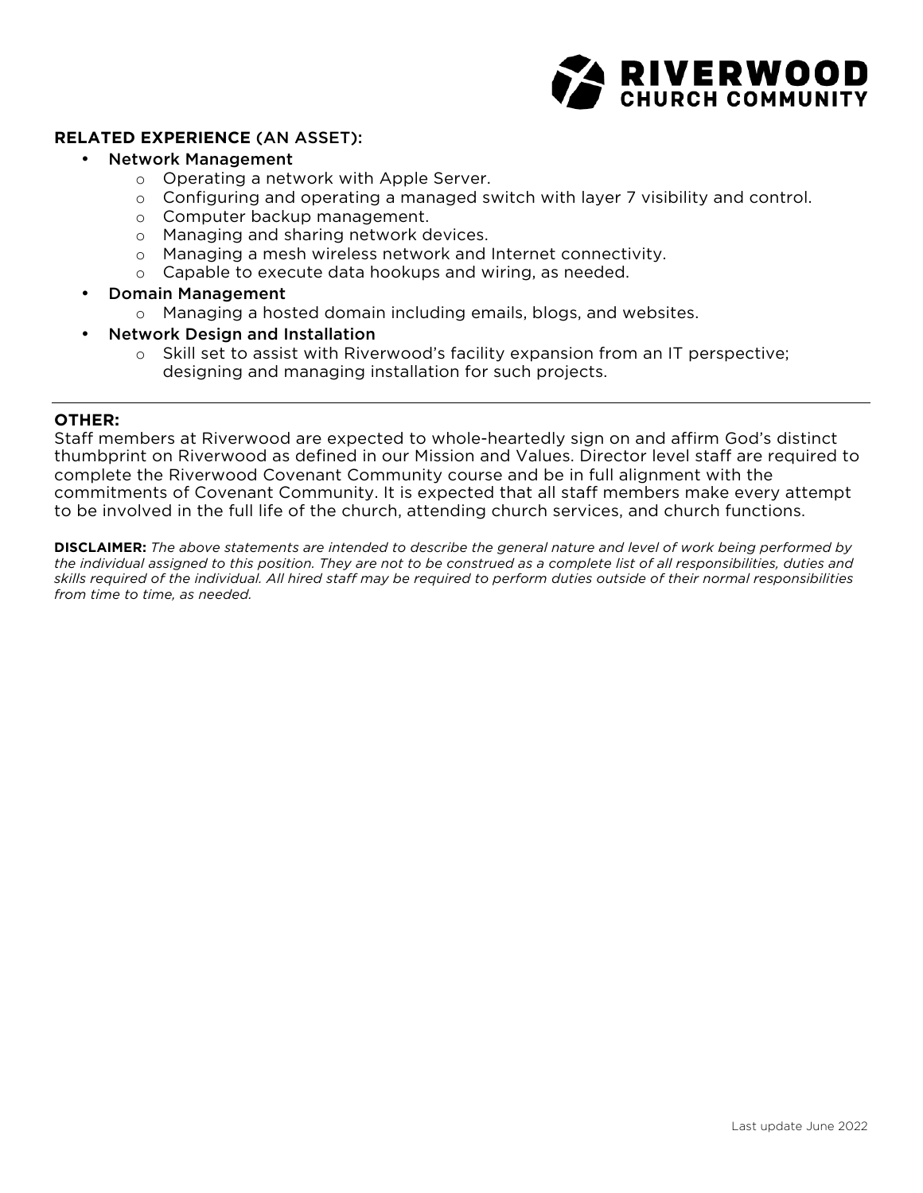**RELATED EXPERIENCE** (AN ASSET):

- Network Management
  - Operating a network with Apple Server.
  - Configuring and operating a managed switch with layer 7 visibility and control.
  - Computer backup management.
  - Managing and sharing network devices.
  - Managing a mesh wireless network and Internet connectivity.
  - Capable to execute data hookups and wiring, as needed.
- Domain Management
  - Managing a hosted domain including emails, blogs, and websites.
- Network Design and Installation
  - Skill set to assist with Riverwood's facility expansion from an IT perspective; designing and managing installation for such projects.

---

**OTHER:**

Staff members at Riverwood are expected to whole-heartedly sign on and affirm God's distinct thumbprint on Riverwood as defined in our Mission and Values. Director level staff are required to complete the Riverwood Covenant Community course and be in full alignment with the commitments of Covenant Community. It is expected that all staff members make every attempt to be involved in the full life of the church, attending church services, and church functions.

**DISCLAIMER:** *The above statements are intended to describe the general nature and level of work being performed by the individual assigned to this position. They are not to be construed as a complete list of all responsibilities, duties and skills required of the individual. All hired staff may be required to perform duties outside of their normal responsibilities from time to time, as needed.*

Last update June 2022